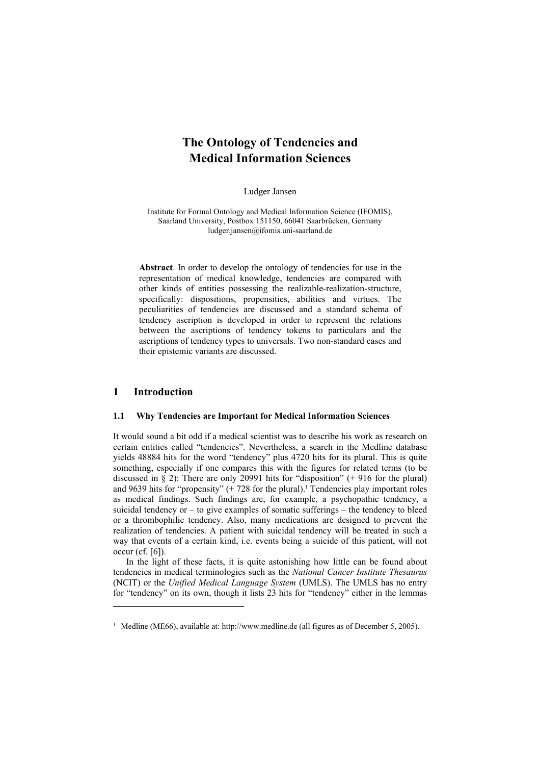# The Ontology of Tendencies and Medical Information Sciences

Ludger Jansen

Institute for Formal Ontology and Medical Information Science (IFOMIS), Saarland University, Postbox 151150, 66041 Saarbrücken, Germany
ludger.jansen@ifomis.uni-saarland.de

**Abstract**. In order to develop the ontology of tendencies for use in the representation of medical knowledge, tendencies are compared with other kinds of entities possessing the realizable-realization-structure, specifically: dispositions, propensities, abilities and virtues. The peculiarities of tendencies are discussed and a standard schema of tendency ascription is developed in order to represent the relations between the ascriptions of tendency tokens to particulars and the ascriptions of tendency types to universals. Two non-standard cases and their epistemic variants are discussed.

## 1 Introduction

### 1.1 Why Tendencies are Important for Medical Information Sciences

It would sound a bit odd if a medical scientist was to describe his work as research on certain entities called "tendencies". Nevertheless, a search in the Medline database yields 48884 hits for the word "tendency" plus 4720 hits for its plural. This is quite something, especially if one compares this with the figures for related terms (to be discussed in § 2): There are only 20991 hits for "disposition" (+ 916 for the plural) and 9639 hits for "propensity" (+ 728 for the plural).[1] Tendencies play important roles as medical findings. Such findings are, for example, a psychopathic tendency, a suicidal tendency or – to give examples of somatic sufferings – the tendency to bleed or a thrombophilic tendency. Also, many medications are designed to prevent the realization of tendencies. A patient with suicidal tendency will be treated in such a way that events of a certain kind, i.e. events being a suicide of this patient, will not occur (cf. [6]).

In the light of these facts, it is quite astonishing how little can be found about tendencies in medical terminologies such as the *National Cancer Institute Thesaurus* (NCIT) or the *Unified Medical Language System* (UMLS). The UMLS has no entry for "tendency" on its own, though it lists 23 hits for "tendency" either in the lemmas

[1] Medline (ME66), available at: http://www.medline.de (all figures as of December 5, 2005).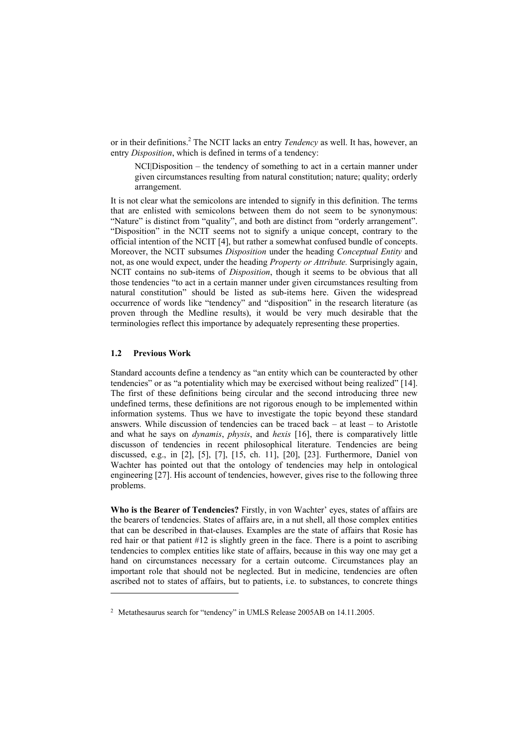or in their definitions.[2] The NCIT lacks an entry *Tendency* as well. It has, however, an entry *Disposition*, which is defined in terms of a tendency:

> NCI|Disposition – the tendency of something to act in a certain manner under given circumstances resulting from natural constitution; nature; quality; orderly arrangement.

It is not clear what the semicolons are intended to signify in this definition. The terms that are enlisted with semicolons between them do not seem to be synonymous: "Nature" is distinct from "quality", and both are distinct from "orderly arrangement". "Disposition" in the NCIT seems not to signify a unique concept, contrary to the official intention of the NCIT [4], but rather a somewhat confused bundle of concepts. Moreover, the NCIT subsumes *Disposition* under the heading *Conceptual Entity* and not, as one would expect, under the heading *Property or Attribute.* Surprisingly again, NCIT contains no sub-items of *Disposition*, though it seems to be obvious that all those tendencies "to act in a certain manner under given circumstances resulting from natural constitution" should be listed as sub-items here. Given the widespread occurrence of words like "tendency" and "disposition" in the research literature (as proven through the Medline results), it would be very much desirable that the terminologies reflect this importance by adequately representing these properties.

### 1.2 Previous Work

Standard accounts define a tendency as "an entity which can be counteracted by other tendencies" or as "a potentiality which may be exercised without being realized" [14]. The first of these definitions being circular and the second introducing three new undefined terms, these definitions are not rigorous enough to be implemented within information systems. Thus we have to investigate the topic beyond these standard answers. While discussion of tendencies can be traced back – at least – to Aristotle and what he says on *dynamis*, *physis*, and *hexis* [16], there is comparatively little discusson of tendencies in recent philosophical literature. Tendencies are being discussed, e.g., in [2], [5], [7], [15, ch. 11], [20], [23]. Furthermore, Daniel von Wachter has pointed out that the ontology of tendencies may help in ontological engineering [27]. His account of tendencies, however, gives rise to the following three problems.

**Who is the Bearer of Tendencies?** Firstly, in von Wachter' eyes, states of affairs are the bearers of tendencies. States of affairs are, in a nut shell, all those complex entities that can be described in that-clauses. Examples are the state of affairs that Rosie has red hair or that patient #12 is slightly green in the face. There is a point to ascribing tendencies to complex entities like state of affairs, because in this way one may get a hand on circumstances necessary for a certain outcome. Circumstances play an important role that should not be neglected. But in medicine, tendencies are often ascribed not to states of affairs, but to patients, i.e. to substances, to concrete things

[2] Metathesaurus search for "tendency" in UMLS Release 2005AB on 14.11.2005.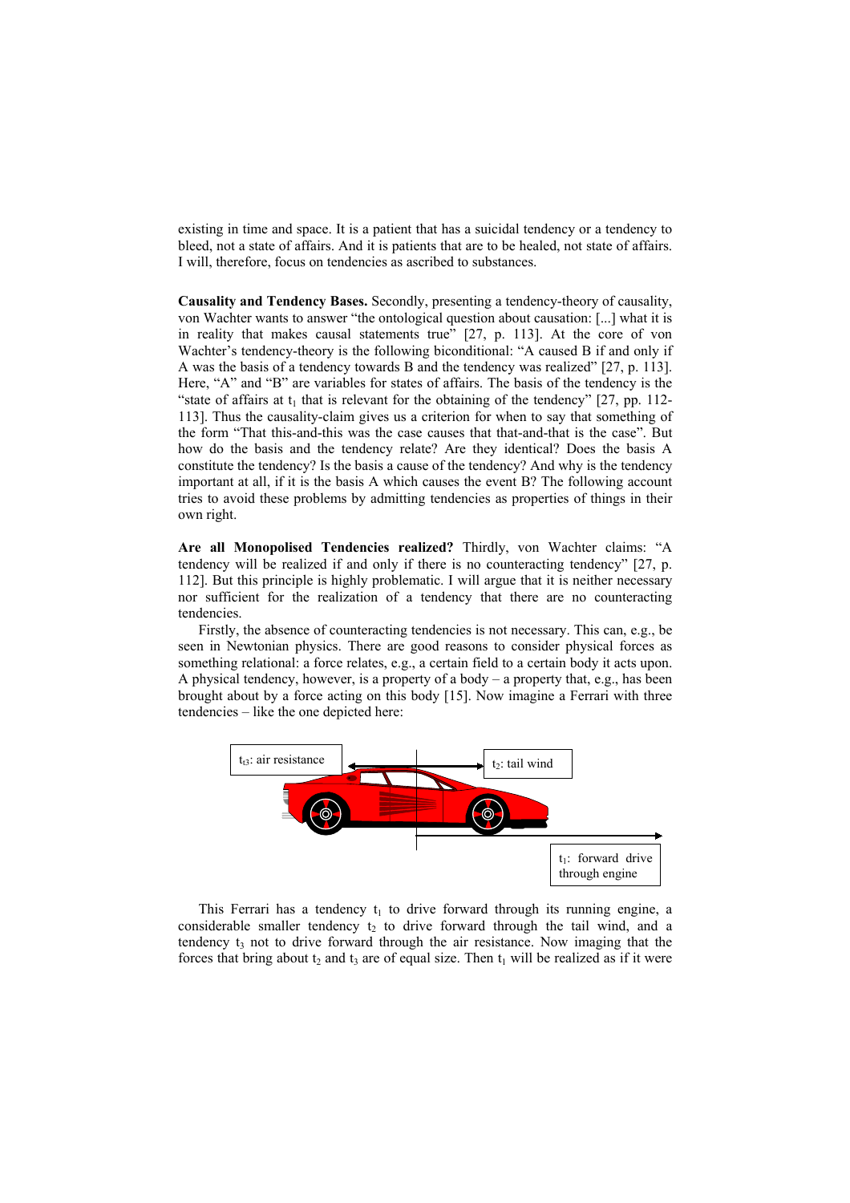existing in time and space. It is a patient that has a suicidal tendency or a tendency to bleed, not a state of affairs. And it is patients that are to be healed, not state of affairs. I will, therefore, focus on tendencies as ascribed to substances.

**Causality and Tendency Bases.** Secondly, presenting a tendency-theory of causality, von Wachter wants to answer "the ontological question about causation: [...] what it is in reality that makes causal statements true" [27, p. 113]. At the core of von Wachter's tendency-theory is the following biconditional: "A caused B if and only if A was the basis of a tendency towards B and the tendency was realized" [27, p. 113]. Here, "A" and "B" are variables for states of affairs. The basis of the tendency is the "state of affairs at $t_1$ that is relevant for the obtaining of the tendency" [27, pp. 112-113]. Thus the causality-claim gives us a criterion for when to say that something of the form "That this-and-this was the case causes that that-and-that is the case". But how do the basis and the tendency relate? Are they identical? Does the basis A constitute the tendency? Is the basis a cause of the tendency? And why is the tendency important at all, if it is the basis A which causes the event B? The following account tries to avoid these problems by admitting tendencies as properties of things in their own right.

**Are all Monopolised Tendencies realized?** Thirdly, von Wachter claims: "A tendency will be realized if and only if there is no counteracting tendency" [27, p. 112]. But this principle is highly problematic. I will argue that it is neither necessary nor sufficient for the realization of a tendency that there are no counteracting tendencies.

Firstly, the absence of counteracting tendencies is not necessary. This can, e.g., be seen in Newtonian physics. There are good reasons to consider physical forces as something relational: a force relates, e.g., a certain field to a certain body it acts upon. A physical tendency, however, is a property of a body – a property that, e.g., has been brought about by a force acting on this body [15]. Now imagine a Ferrari with three tendencies – like the one depicted here:

$t_3$: air resistance

$t_2$: tail wind

$t_1$: forward drive through engine

This Ferrari has a tendency $t_1$ to drive forward through its running engine, a considerable smaller tendency $t_2$ to drive forward through the tail wind, and a tendency $t_3$ not to drive forward through the air resistance. Now imaging that the forces that bring about $t_2$ and $t_3$ are of equal size. Then $t_1$ will be realized as if it were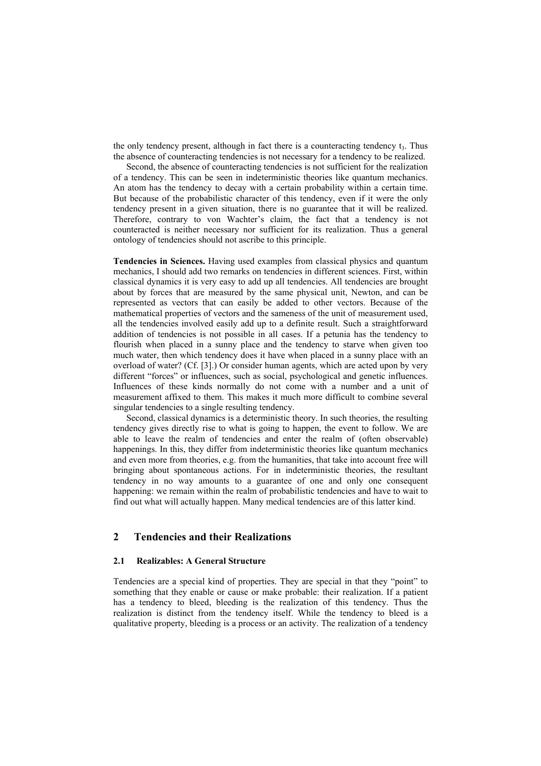the only tendency present, although in fact there is a counteracting tendency $t_3$. Thus the absence of counteracting tendencies is not necessary for a tendency to be realized.

Second, the absence of counteracting tendencies is not sufficient for the realization of a tendency. This can be seen in indeterministic theories like quantum mechanics. An atom has the tendency to decay with a certain probability within a certain time. But because of the probabilistic character of this tendency, even if it were the only tendency present in a given situation, there is no guarantee that it will be realized. Therefore, contrary to von Wachter's claim, the fact that a tendency is not counteracted is neither necessary nor sufficient for its realization. Thus a general ontology of tendencies should not ascribe to this principle.

**Tendencies in Sciences.** Having used examples from classical physics and quantum mechanics, I should add two remarks on tendencies in different sciences. First, within classical dynamics it is very easy to add up all tendencies. All tendencies are brought about by forces that are measured by the same physical unit, Newton, and can be represented as vectors that can easily be added to other vectors. Because of the mathematical properties of vectors and the sameness of the unit of measurement used, all the tendencies involved easily add up to a definite result. Such a straightforward addition of tendencies is not possible in all cases. If a petunia has the tendency to flourish when placed in a sunny place and the tendency to starve when given too much water, then which tendency does it have when placed in a sunny place with an overload of water? (Cf. [3].) Or consider human agents, which are acted upon by very different "forces" or influences, such as social, psychological and genetic influences. Influences of these kinds normally do not come with a number and a unit of measurement affixed to them. This makes it much more difficult to combine several singular tendencies to a single resulting tendency.

Second, classical dynamics is a deterministic theory. In such theories, the resulting tendency gives directly rise to what is going to happen, the event to follow. We are able to leave the realm of tendencies and enter the realm of (often observable) happenings. In this, they differ from indeterministic theories like quantum mechanics and even more from theories, e.g. from the humanities, that take into account free will bringing about spontaneous actions. For in indeterministic theories, the resultant tendency in no way amounts to a guarantee of one and only one consequent happening: we remain within the realm of probabilistic tendencies and have to wait to find out what will actually happen. Many medical tendencies are of this latter kind.

## 2 Tendencies and their Realizations

### 2.1 Realizables: A General Structure

Tendencies are a special kind of properties. They are special in that they "point" to something that they enable or cause or make probable: their realization. If a patient has a tendency to bleed, bleeding is the realization of this tendency. Thus the realization is distinct from the tendency itself. While the tendency to bleed is a qualitative property, bleeding is a process or an activity. The realization of a tendency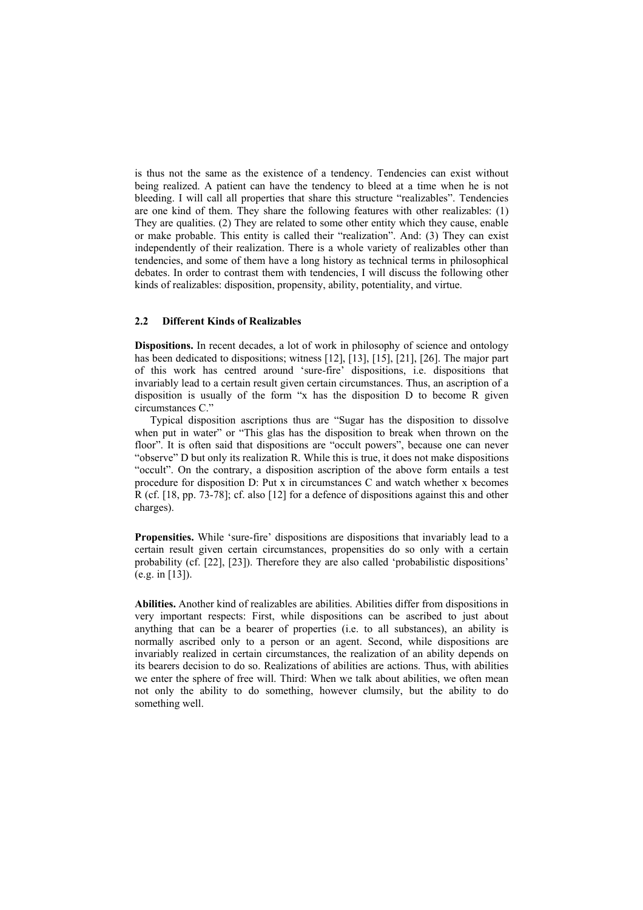is thus not the same as the existence of a tendency. Tendencies can exist without being realized. A patient can have the tendency to bleed at a time when he is not bleeding. I will call all properties that share this structure "realizables". Tendencies are one kind of them. They share the following features with other realizables: (1) They are qualities. (2) They are related to some other entity which they cause, enable or make probable. This entity is called their "realization". And: (3) They can exist independently of their realization. There is a whole variety of realizables other than tendencies, and some of them have a long history as technical terms in philosophical debates. In order to contrast them with tendencies, I will discuss the following other kinds of realizables: disposition, propensity, ability, potentiality, and virtue.

### 2.2 Different Kinds of Realizables

**Dispositions.** In recent decades, a lot of work in philosophy of science and ontology has been dedicated to dispositions; witness [12], [13], [15], [21], [26]. The major part of this work has centred around 'sure-fire' dispositions, i.e. dispositions that invariably lead to a certain result given certain circumstances. Thus, an ascription of a disposition is usually of the form "x has the disposition D to become R given circumstances C."

Typical disposition ascriptions thus are "Sugar has the disposition to dissolve when put in water" or "This glas has the disposition to break when thrown on the floor". It is often said that dispositions are "occult powers", because one can never "observe" D but only its realization R. While this is true, it does not make dispositions "occult". On the contrary, a disposition ascription of the above form entails a test procedure for disposition D: Put x in circumstances C and watch whether x becomes R (cf. [18, pp. 73-78]; cf. also [12] for a defence of dispositions against this and other charges).

**Propensities.** While 'sure-fire' dispositions are dispositions that invariably lead to a certain result given certain circumstances, propensities do so only with a certain probability (cf. [22], [23]). Therefore they are also called 'probabilistic dispositions' (e.g. in [13]).

**Abilities.** Another kind of realizables are abilities. Abilities differ from dispositions in very important respects: First, while dispositions can be ascribed to just about anything that can be a bearer of properties (i.e. to all substances), an ability is normally ascribed only to a person or an agent. Second, while dispositions are invariably realized in certain circumstances, the realization of an ability depends on its bearers decision to do so. Realizations of abilities are actions. Thus, with abilities we enter the sphere of free will. Third: When we talk about abilities, we often mean not only the ability to do something, however clumsily, but the ability to do something well.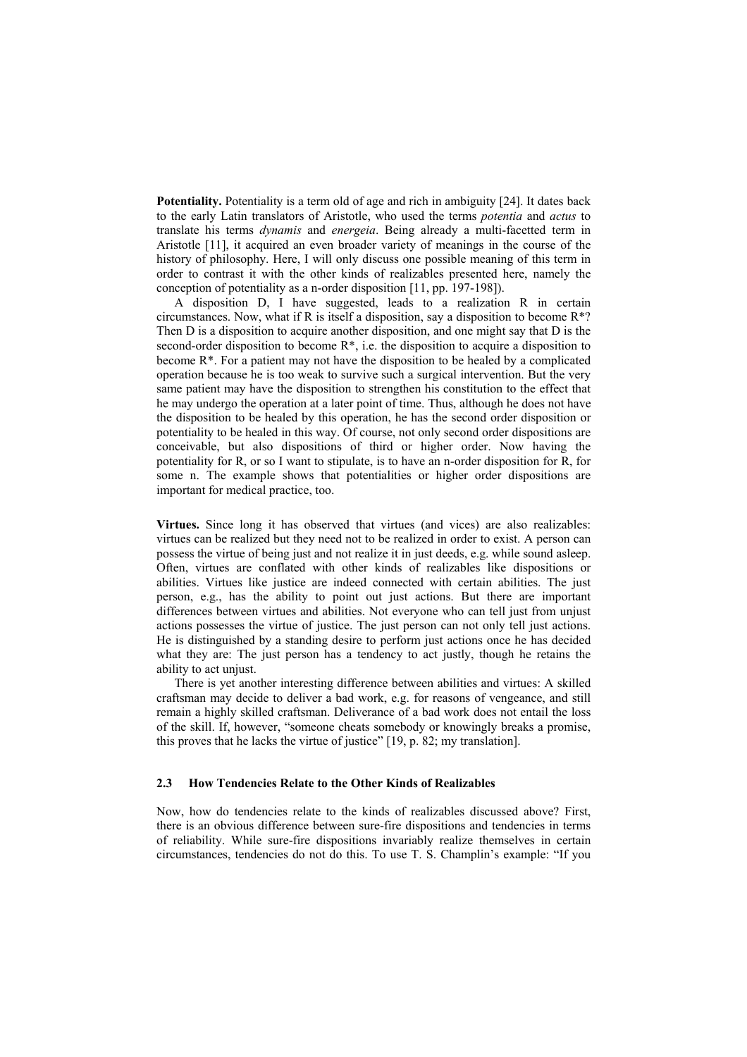**Potentiality.** Potentiality is a term old of age and rich in ambiguity [24]. It dates back to the early Latin translators of Aristotle, who used the terms *potentia* and *actus* to translate his terms *dynamis* and *energeia*. Being already a multi-facetted term in Aristotle [11], it acquired an even broader variety of meanings in the course of the history of philosophy. Here, I will only discuss one possible meaning of this term in order to contrast it with the other kinds of realizables presented here, namely the conception of potentiality as a n-order disposition [11, pp. 197-198]).

A disposition D, I have suggested, leads to a realization R in certain circumstances. Now, what if R is itself a disposition, say a disposition to become R*? Then D is a disposition to acquire another disposition, and one might say that D is the second-order disposition to become R*, i.e. the disposition to acquire a disposition to become R*. For a patient may not have the disposition to be healed by a complicated operation because he is too weak to survive such a surgical intervention. But the very same patient may have the disposition to strengthen his constitution to the effect that he may undergo the operation at a later point of time. Thus, although he does not have the disposition to be healed by this operation, he has the second order disposition or potentiality to be healed in this way. Of course, not only second order dispositions are conceivable, but also dispositions of third or higher order. Now having the potentiality for R, or so I want to stipulate, is to have an n-order disposition for R, for some n. The example shows that potentialities or higher order dispositions are important for medical practice, too.

**Virtues.** Since long it has observed that virtues (and vices) are also realizables: virtues can be realized but they need not to be realized in order to exist. A person can possess the virtue of being just and not realize it in just deeds, e.g. while sound asleep. Often, virtues are conflated with other kinds of realizables like dispositions or abilities. Virtues like justice are indeed connected with certain abilities. The just person, e.g., has the ability to point out just actions. But there are important differences between virtues and abilities. Not everyone who can tell just from unjust actions possesses the virtue of justice. The just person can not only tell just actions. He is distinguished by a standing desire to perform just actions once he has decided what they are: The just person has a tendency to act justly, though he retains the ability to act unjust.

There is yet another interesting difference between abilities and virtues: A skilled craftsman may decide to deliver a bad work, e.g. for reasons of vengeance, and still remain a highly skilled craftsman. Deliverance of a bad work does not entail the loss of the skill. If, however, "someone cheats somebody or knowingly breaks a promise, this proves that he lacks the virtue of justice" [19, p. 82; my translation].

### 2.3 How Tendencies Relate to the Other Kinds of Realizables

Now, how do tendencies relate to the kinds of realizables discussed above? First, there is an obvious difference between sure-fire dispositions and tendencies in terms of reliability. While sure-fire dispositions invariably realize themselves in certain circumstances, tendencies do not do this. To use T. S. Champlin's example: "If you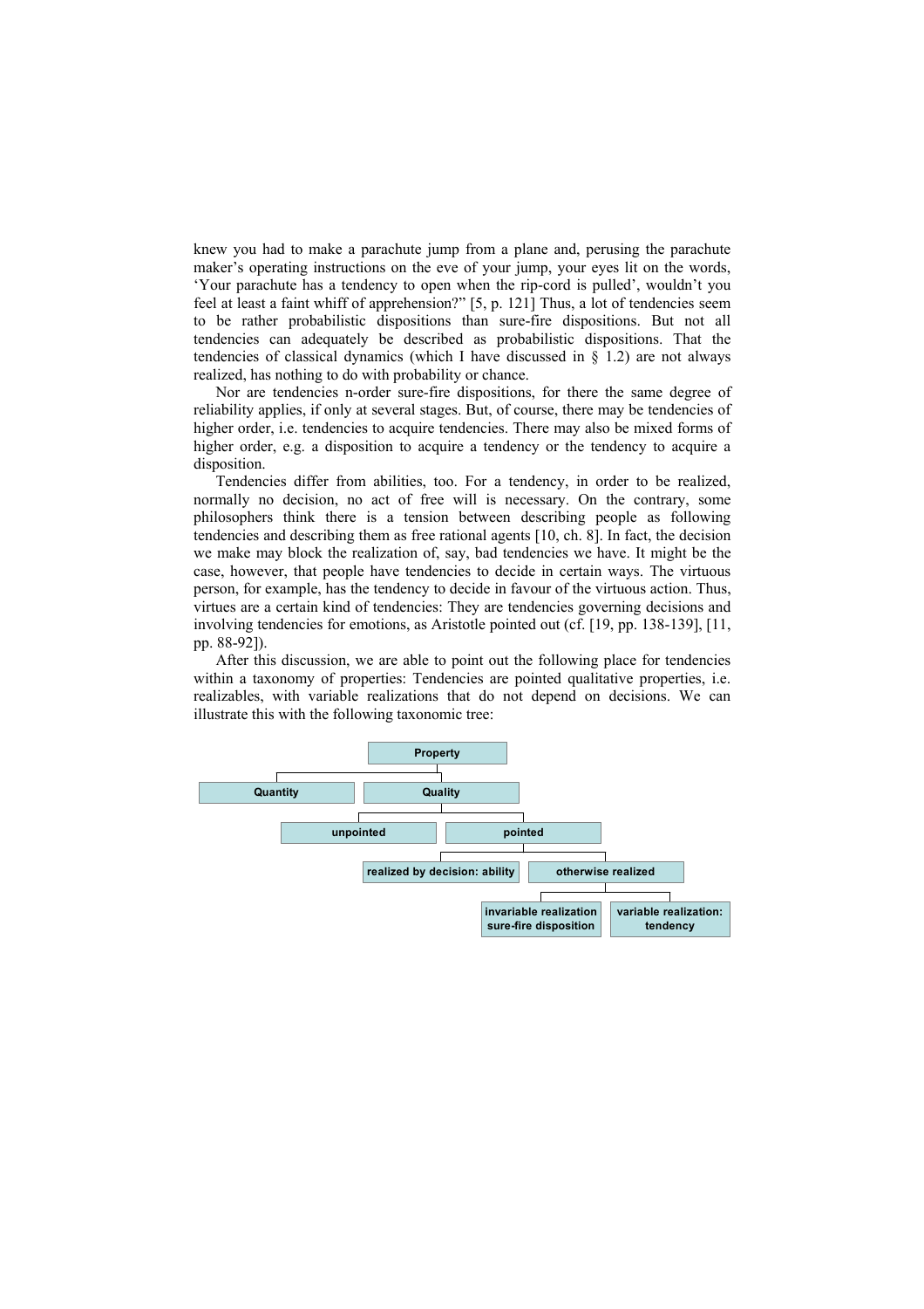knew you had to make a parachute jump from a plane and, perusing the parachute maker's operating instructions on the eve of your jump, your eyes lit on the words, 'Your parachute has a tendency to open when the rip-cord is pulled', wouldn't you feel at least a faint whiff of apprehension?" [5, p. 121] Thus, a lot of tendencies seem to be rather probabilistic dispositions than sure-fire dispositions. But not all tendencies can adequately be described as probabilistic dispositions. That the tendencies of classical dynamics (which I have discussed in § 1.2) are not always realized, has nothing to do with probability or chance.

Nor are tendencies n-order sure-fire dispositions, for there the same degree of reliability applies, if only at several stages. But, of course, there may be tendencies of higher order, i.e. tendencies to acquire tendencies. There may also be mixed forms of higher order, e.g. a disposition to acquire a tendency or the tendency to acquire a disposition.

Tendencies differ from abilities, too. For a tendency, in order to be realized, normally no decision, no act of free will is necessary. On the contrary, some philosophers think there is a tension between describing people as following tendencies and describing them as free rational agents [10, ch. 8]. In fact, the decision we make may block the realization of, say, bad tendencies we have. It might be the case, however, that people have tendencies to decide in certain ways. The virtuous person, for example, has the tendency to decide in favour of the virtuous action. Thus, virtues are a certain kind of tendencies: They are tendencies governing decisions and involving tendencies for emotions, as Aristotle pointed out (cf. [19, pp. 138-139], [11, pp. 88-92]).

After this discussion, we are able to point out the following place for tendencies within a taxonomy of properties: Tendencies are pointed qualitative properties, i.e. realizables, with variable realizations that do not depend on decisions. We can illustrate this with the following taxonomic tree:

- **Property**
  - **Quantity**
  - **Quality**
    - **unpointed**
    - **pointed**
      - **realized by decision: ability**
      - **otherwise realized**
        - **invariable realization sure-fire disposition**
        - **variable realization: tendency**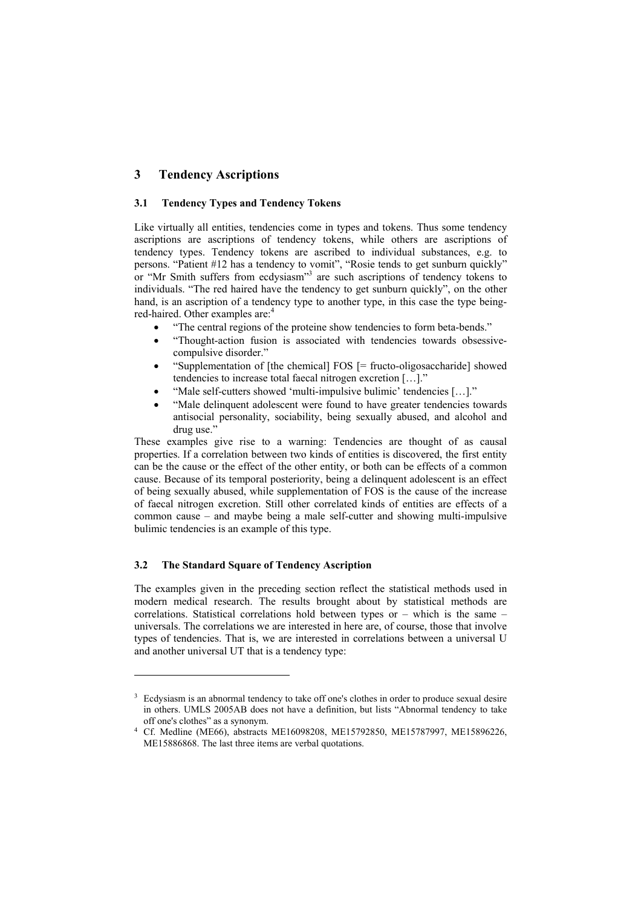## 3 Tendency Ascriptions

### 3.1 Tendency Types and Tendency Tokens

Like virtually all entities, tendencies come in types and tokens. Thus some tendency ascriptions are ascriptions of tendency tokens, while others are ascriptions of tendency types. Tendency tokens are ascribed to individual substances, e.g. to persons. "Patient #12 has a tendency to vomit", "Rosie tends to get sunburn quickly" or "Mr Smith suffers from ecdysiasm"[3] are such ascriptions of tendency tokens to individuals. "The red haired have the tendency to get sunburn quickly", on the other hand, is an ascription of a tendency type to another type, in this case the type being-red-haired. Other examples are:[4]

- "The central regions of the proteine show tendencies to form beta-bends."
- "Thought-action fusion is associated with tendencies towards obsessive-compulsive disorder."
- "Supplementation of [the chemical] FOS [= fructo-oligosaccharide] showed tendencies to increase total faecal nitrogen excretion […]."
- "Male self-cutters showed 'multi-impulsive bulimic' tendencies […]."
- "Male delinquent adolescent were found to have greater tendencies towards antisocial personality, sociability, being sexually abused, and alcohol and drug use."

These examples give rise to a warning: Tendencies are thought of as causal properties. If a correlation between two kinds of entities is discovered, the first entity can be the cause or the effect of the other entity, or both can be effects of a common cause. Because of its temporal posteriority, being a delinquent adolescent is an effect of being sexually abused, while supplementation of FOS is the cause of the increase of faecal nitrogen excretion. Still other correlated kinds of entities are effects of a common cause – and maybe being a male self-cutter and showing multi-impulsive bulimic tendencies is an example of this type.

### 3.2 The Standard Square of Tendency Ascription

The examples given in the preceding section reflect the statistical methods used in modern medical research. The results brought about by statistical methods are correlations. Statistical correlations hold between types or – which is the same – universals. The correlations we are interested in here are, of course, those that involve types of tendencies. That is, we are interested in correlations between a universal U and another universal UT that is a tendency type:

---

[3] Ecdysiasm is an abnormal tendency to take off one's clothes in order to produce sexual desire in others. UMLS 2005AB does not have a definition, but lists "Abnormal tendency to take off one's clothes" as a synonym.

[4] Cf. Medline (ME66), abstracts ME16098208, ME15792850, ME15787997, ME15896226, ME15886868. The last three items are verbal quotations.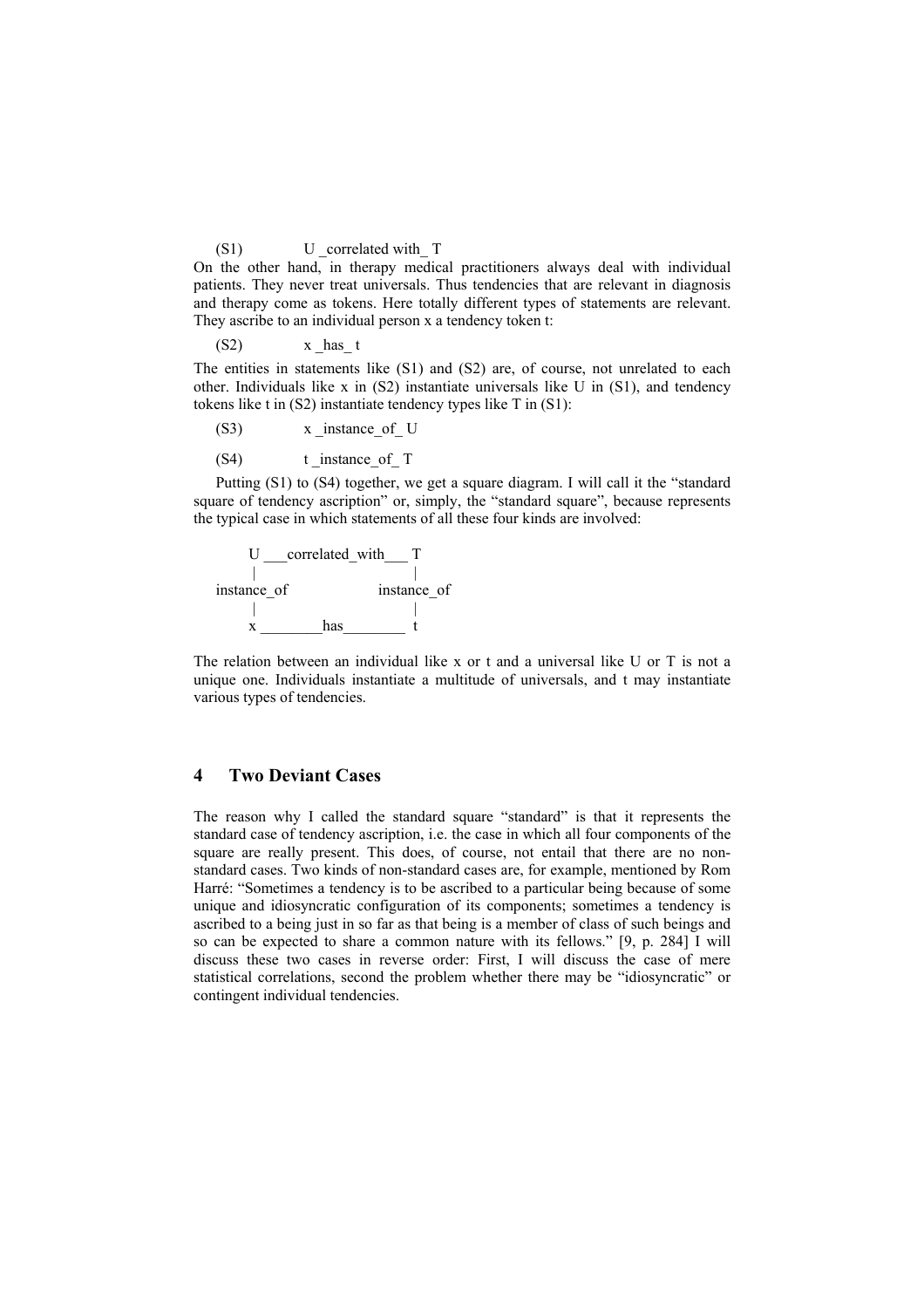(S1) U _correlated with_ T

On the other hand, in therapy medical practitioners always deal with individual patients. They never treat universals. Thus tendencies that are relevant in diagnosis and therapy come as tokens. Here totally different types of statements are relevant. They ascribe to an individual person x a tendency token t:

(S2) x _has_ t

The entities in statements like (S1) and (S2) are, of course, not unrelated to each other. Individuals like x in (S2) instantiate universals like U in (S1), and tendency tokens like t in (S2) instantiate tendency types like T in (S1):

(S3) x _instance_of_ U

(S4) t _instance_of_ T

Putting (S1) to (S4) together, we get a square diagram. I will call it the "standard square of tendency ascription" or, simply, the "standard square", because represents the typical case in which statements of all these four kinds are involved:

```
     U ___correlated_with___ T
     |                       |
 instance_of             instance_of
     |                       |
     x ________has________  t
```

The relation between an individual like x or t and a universal like U or T is not a unique one. Individuals instantiate a multitude of universals, and t may instantiate various types of tendencies.

## 4 Two Deviant Cases

The reason why I called the standard square "standard" is that it represents the standard case of tendency ascription, i.e. the case in which all four components of the square are really present. This does, of course, not entail that there are no non-standard cases. Two kinds of non-standard cases are, for example, mentioned by Rom Harré: "Sometimes a tendency is to be ascribed to a particular being because of some unique and idiosyncratic configuration of its components; sometimes a tendency is ascribed to a being just in so far as that being is a member of class of such beings and so can be expected to share a common nature with its fellows." [9, p. 284] I will discuss these two cases in reverse order: First, I will discuss the case of mere statistical correlations, second the problem whether there may be "idiosyncratic" or contingent individual tendencies.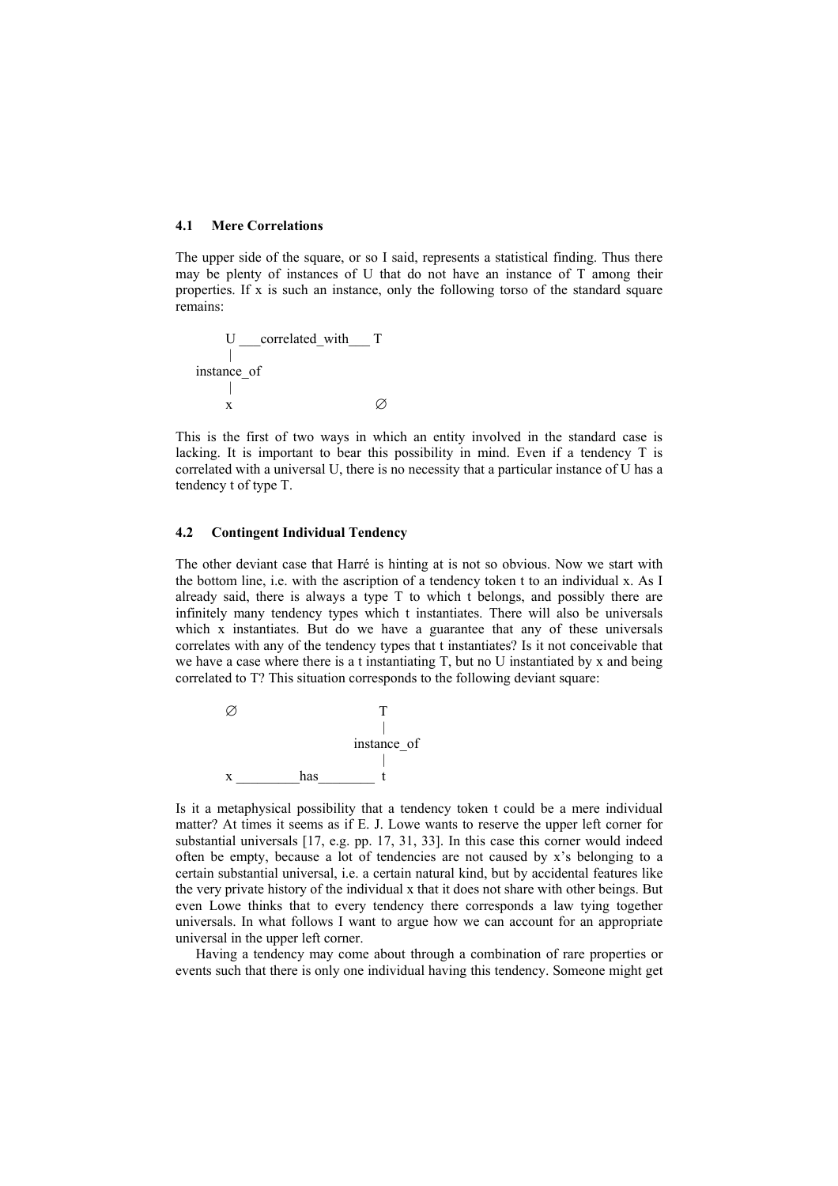### 4.1 Mere Correlations

The upper side of the square, or so I said, represents a statistical finding. Thus there may be plenty of instances of U that do not have an instance of T among their properties. If x is such an instance, only the following torso of the standard square remains:

```
      U ___correlated_with___ T
      |
  instance_of
      |
      x                       ∅
```

This is the first of two ways in which an entity involved in the standard case is lacking. It is important to bear this possibility in mind. Even if a tendency T is correlated with a universal U, there is no necessity that a particular instance of U has a tendency t of type T.

### 4.2 Contingent Individual Tendency

The other deviant case that Harré is hinting at is not so obvious. Now we start with the bottom line, i.e. with the ascription of a tendency token t to an individual x. As I already said, there is always a type T to which t belongs, and possibly there are infinitely many tendency types which t instantiates. There will also be universals which x instantiates. But do we have a guarantee that any of these universals correlates with any of the tendency types that t instantiates? Is it not conceivable that we have a case where there is a t instantiating T, but no U instantiated by x and being correlated to T? This situation corresponds to the following deviant square:

```
      ∅                       T
                              |
                          instance_of
                              |
      x _________has________  t
```

Is it a metaphysical possibility that a tendency token t could be a mere individual matter? At times it seems as if E. J. Lowe wants to reserve the upper left corner for substantial universals [17, e.g. pp. 17, 31, 33]. In this case this corner would indeed often be empty, because a lot of tendencies are not caused by x's belonging to a certain substantial universal, i.e. a certain natural kind, but by accidental features like the very private history of the individual x that it does not share with other beings. But even Lowe thinks that to every tendency there corresponds a law tying together universals. In what follows I want to argue how we can account for an appropriate universal in the upper left corner.

Having a tendency may come about through a combination of rare properties or events such that there is only one individual having this tendency. Someone might get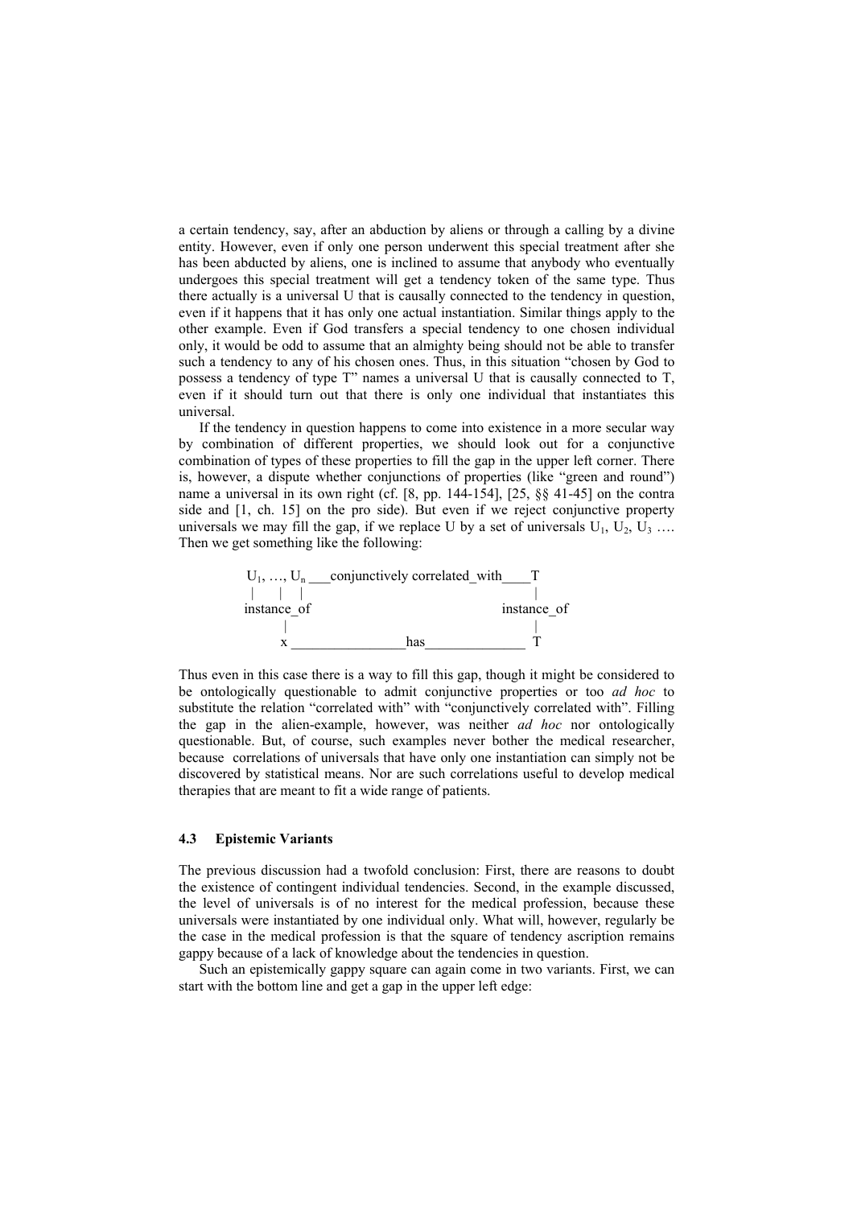a certain tendency, say, after an abduction by aliens or through a calling by a divine entity. However, even if only one person underwent this special treatment after she has been abducted by aliens, one is inclined to assume that anybody who eventually undergoes this special treatment will get a tendency token of the same type. Thus there actually is a universal U that is causally connected to the tendency in question, even if it happens that it has only one actual instantiation. Similar things apply to the other example. Even if God transfers a special tendency to one chosen individual only, it would be odd to assume that an almighty being should not be able to transfer such a tendency to any of his chosen ones. Thus, in this situation "chosen by God to possess a tendency of type T" names a universal U that is causally connected to T, even if it should turn out that there is only one individual that instantiates this universal.

If the tendency in question happens to come into existence in a more secular way by combination of different properties, we should look out for a conjunctive combination of types of these properties to fill the gap in the upper left corner. There is, however, a dispute whether conjunctions of properties (like "green and round") name a universal in its own right (cf. [8, pp. 144-154], [25, §§ 41-45] on the contra side and [1, ch. 15] on the pro side). But even if we reject conjunctive property universals we may fill the gap, if we replace U by a set of universals $U_1$, $U_2$, $U_3$ …. Then we get something like the following:

```
U1, …, Un ___conjunctively correlated_with____T
 |    |   |                                   |
instance_of                              instance_of
    |                                         |
    x _______________has______________        T
```

Thus even in this case there is a way to fill this gap, though it might be considered to be ontologically questionable to admit conjunctive properties or too *ad hoc* to substitute the relation "correlated with" with "conjunctively correlated with". Filling the gap in the alien-example, however, was neither *ad hoc* nor ontologically questionable. But, of course, such examples never bother the medical researcher, because correlations of universals that have only one instantiation can simply not be discovered by statistical means. Nor are such correlations useful to develop medical therapies that are meant to fit a wide range of patients.

### 4.3 Epistemic Variants

The previous discussion had a twofold conclusion: First, there are reasons to doubt the existence of contingent individual tendencies. Second, in the example discussed, the level of universals is of no interest for the medical profession, because these universals were instantiated by one individual only. What will, however, regularly be the case in the medical profession is that the square of tendency ascription remains gappy because of a lack of knowledge about the tendencies in question.

Such an epistemically gappy square can again come in two variants. First, we can start with the bottom line and get a gap in the upper left edge: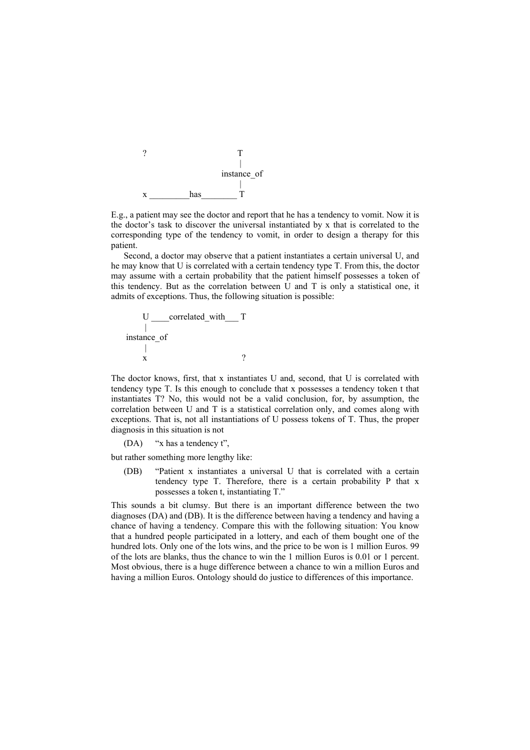```
?                          T
                           |
                      instance_of
                           |
x _________has________ T
```

E.g., a patient may see the doctor and report that he has a tendency to vomit. Now it is the doctor's task to discover the universal instantiated by x that is correlated to the corresponding type of the tendency to vomit, in order to design a therapy for this patient.

Second, a doctor may observe that a patient instantiates a certain universal U, and he may know that U is correlated with a certain tendency type T. From this, the doctor may assume with a certain probability that the patient himself possesses a token of this tendency. But as the correlation between U and T is only a statistical one, it admits of exceptions. Thus, the following situation is possible:

```
    U ____correlated_with___ T
    |
instance_of
    |
    x                        ?
```

The doctor knows, first, that x instantiates U and, second, that U is correlated with tendency type T. Is this enough to conclude that x possesses a tendency token t that instantiates T? No, this would not be a valid conclusion, for, by assumption, the correlation between U and T is a statistical correlation only, and comes along with exceptions. That is, not all instantiations of U possess tokens of T. Thus, the proper diagnosis in this situation is not

(DA) "x has a tendency t",

but rather something more lengthy like:

(DB) "Patient x instantiates a universal U that is correlated with a certain tendency type T. Therefore, there is a certain probability P that x possesses a token t, instantiating T."

This sounds a bit clumsy. But there is an important difference between the two diagnoses (DA) and (DB). It is the difference between having a tendency and having a chance of having a tendency. Compare this with the following situation: You know that a hundred people participated in a lottery, and each of them bought one of the hundred lots. Only one of the lots wins, and the price to be won is 1 million Euros. 99 of the lots are blanks, thus the chance to win the 1 million Euros is 0.01 or 1 percent. Most obvious, there is a huge difference between a chance to win a million Euros and having a million Euros. Ontology should do justice to differences of this importance.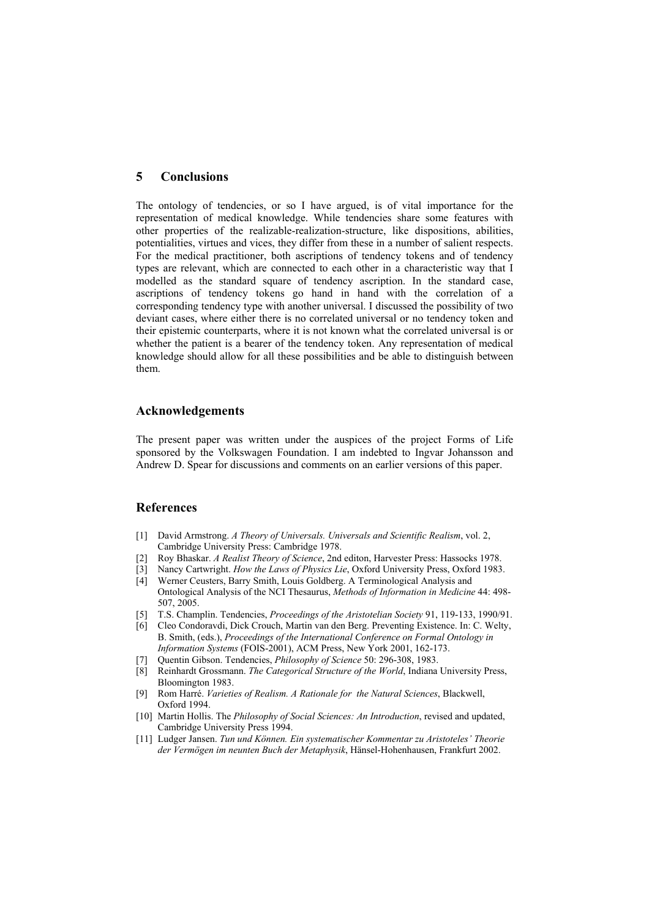## 5 Conclusions

The ontology of tendencies, or so I have argued, is of vital importance for the representation of medical knowledge. While tendencies share some features with other properties of the realizable-realization-structure, like dispositions, abilities, potentialities, virtues and vices, they differ from these in a number of salient respects. For the medical practitioner, both ascriptions of tendency tokens and of tendency types are relevant, which are connected to each other in a characteristic way that I modelled as the standard square of tendency ascription. In the standard case, ascriptions of tendency tokens go hand in hand with the correlation of a corresponding tendency type with another universal. I discussed the possibility of two deviant cases, where either there is no correlated universal or no tendency token and their epistemic counterparts, where it is not known what the correlated universal is or whether the patient is a bearer of the tendency token. Any representation of medical knowledge should allow for all these possibilities and be able to distinguish between them.

## Acknowledgements

The present paper was written under the auspices of the project Forms of Life sponsored by the Volkswagen Foundation. I am indebted to Ingvar Johansson and Andrew D. Spear for discussions and comments on an earlier versions of this paper.

## References

[1] David Armstrong. *A Theory of Universals. Universals and Scientific Realism*, vol. 2, Cambridge University Press: Cambridge 1978.

[2] Roy Bhaskar. *A Realist Theory of Science*, 2nd editon, Harvester Press: Hassocks 1978.

[3] Nancy Cartwright. *How the Laws of Physics Lie*, Oxford University Press, Oxford 1983.

[4] Werner Ceusters, Barry Smith, Louis Goldberg. A Terminological Analysis and Ontological Analysis of the NCI Thesaurus, *Methods of Information in Medicine* 44: 498-507, 2005.

[5] T.S. Champlin. Tendencies, *Proceedings of the Aristotelian Society* 91, 119-133, 1990/91.

[6] Cleo Condoravdi, Dick Crouch, Martin van den Berg. Preventing Existence. In: C. Welty, B. Smith, (eds.), *Proceedings of the International Conference on Formal Ontology in Information Systems* (FOIS-2001), ACM Press, New York 2001, 162-173.

[7] Quentin Gibson. Tendencies, *Philosophy of Science* 50: 296-308, 1983.

[8] Reinhardt Grossmann. *The Categorical Structure of the World*, Indiana University Press, Bloomington 1983.

[9] Rom Harré. *Varieties of Realism. A Rationale for the Natural Sciences*, Blackwell, Oxford 1994.

[10] Martin Hollis. The *Philosophy of Social Sciences: An Introduction*, revised and updated, Cambridge University Press 1994.

[11] Ludger Jansen. *Tun und Können. Ein systematischer Kommentar zu Aristoteles' Theorie der Vermögen im neunten Buch der Metaphysik*, Hänsel-Hohenhausen, Frankfurt 2002.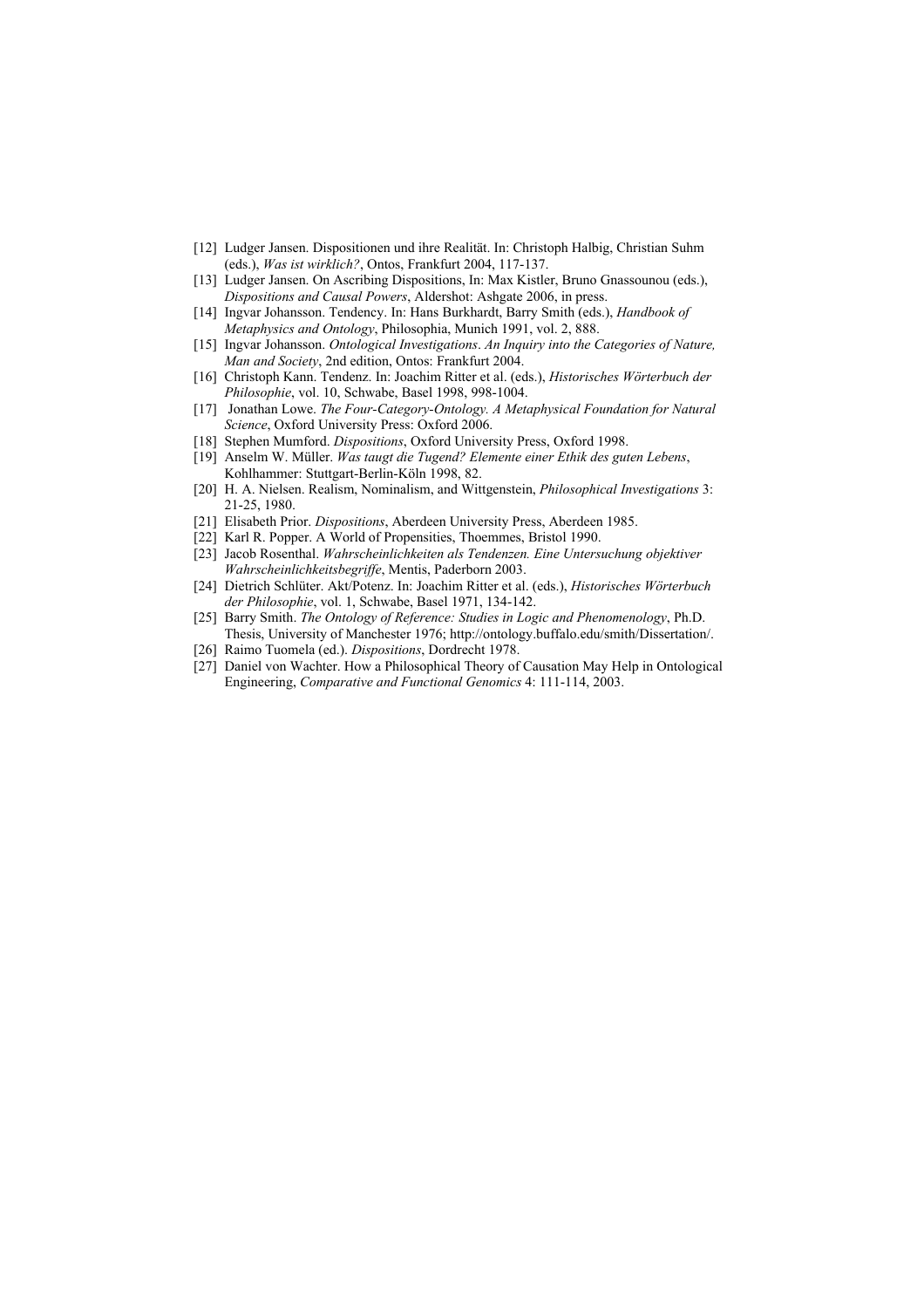[12] Ludger Jansen. Dispositionen und ihre Realität. In: Christoph Halbig, Christian Suhm (eds.), *Was ist wirklich?*, Ontos, Frankfurt 2004, 117-137.

[13] Ludger Jansen. On Ascribing Dispositions, In: Max Kistler, Bruno Gnassounou (eds.), *Dispositions and Causal Powers*, Aldershot: Ashgate 2006, in press.

[14] Ingvar Johansson. Tendency. In: Hans Burkhardt, Barry Smith (eds.), *Handbook of Metaphysics and Ontology*, Philosophia, Munich 1991, vol. 2, 888.

[15] Ingvar Johansson. *Ontological Investigations*. *An Inquiry into the Categories of Nature, Man and Society*, 2nd edition, Ontos: Frankfurt 2004.

[16] Christoph Kann. Tendenz. In: Joachim Ritter et al. (eds.), *Historisches Wörterbuch der Philosophie*, vol. 10, Schwabe, Basel 1998, 998-1004.

[17] Jonathan Lowe. *The Four-Category-Ontology. A Metaphysical Foundation for Natural Science*, Oxford University Press: Oxford 2006.

[18] Stephen Mumford. *Dispositions*, Oxford University Press, Oxford 1998.

[19] Anselm W. Müller. *Was taugt die Tugend? Elemente einer Ethik des guten Lebens*, Kohlhammer: Stuttgart-Berlin-Köln 1998, 82.

[20] H. A. Nielsen. Realism, Nominalism, and Wittgenstein, *Philosophical Investigations* 3: 21-25, 1980.

[21] Elisabeth Prior. *Dispositions*, Aberdeen University Press, Aberdeen 1985.

[22] Karl R. Popper. A World of Propensities, Thoemmes, Bristol 1990.

[23] Jacob Rosenthal. *Wahrscheinlichkeiten als Tendenzen. Eine Untersuchung objektiver Wahrscheinlichkeitsbegriffe*, Mentis, Paderborn 2003.

[24] Dietrich Schlüter. Akt/Potenz. In: Joachim Ritter et al. (eds.), *Historisches Wörterbuch der Philosophie*, vol. 1, Schwabe, Basel 1971, 134-142.

[25] Barry Smith. *The Ontology of Reference: Studies in Logic and Phenomenology*, Ph.D. Thesis, University of Manchester 1976; http://ontology.buffalo.edu/smith/Dissertation/.

[26] Raimo Tuomela (ed.). *Dispositions*, Dordrecht 1978.

[27] Daniel von Wachter. How a Philosophical Theory of Causation May Help in Ontological Engineering, *Comparative and Functional Genomics* 4: 111-114, 2003.